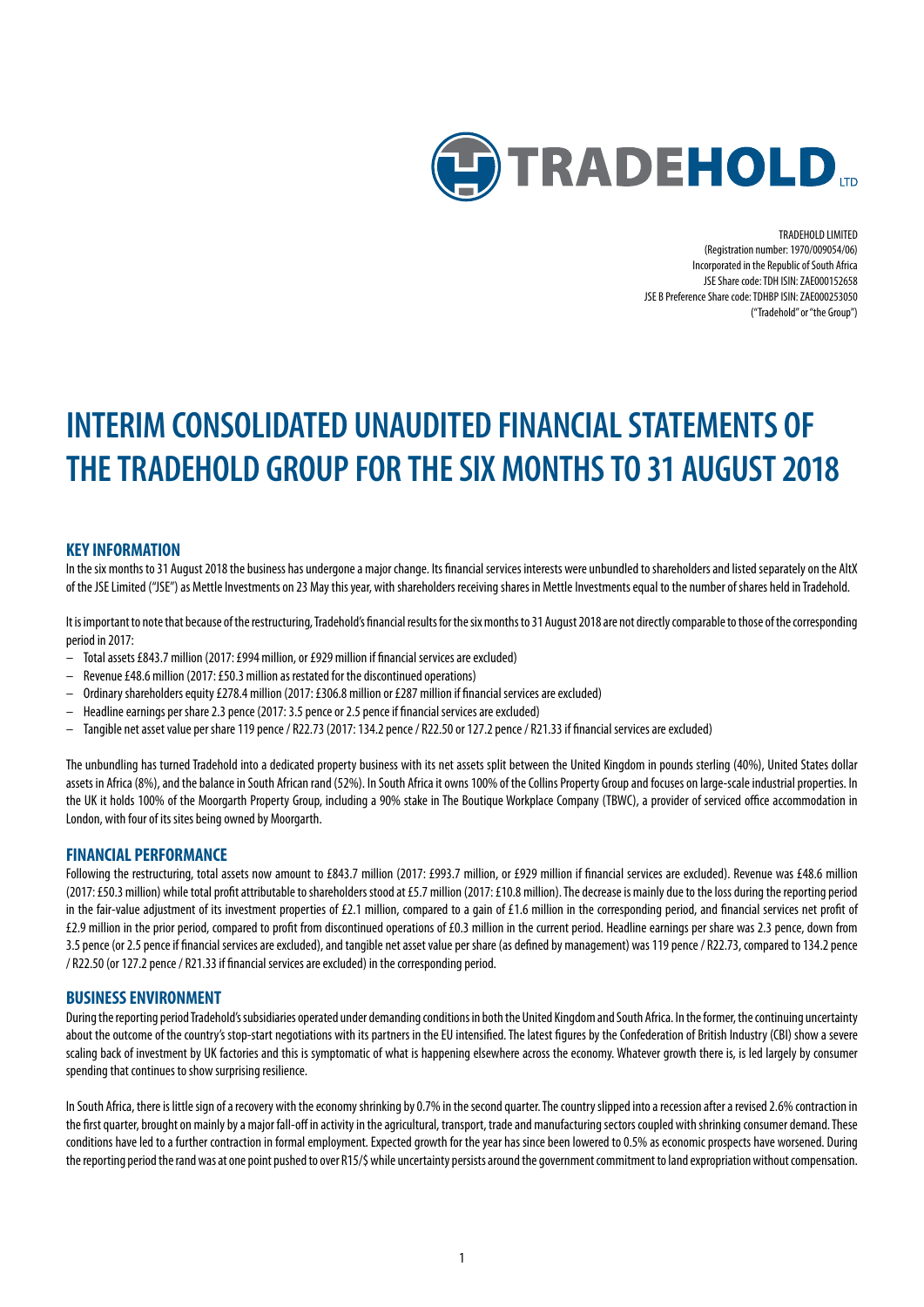TRADEHOLD LIMITED
(Registration number: 1970/009054/06)
Incorporated in the Republic of South Africa
JSE Share code: TDH ISIN: ZAE000152658
JSE B Preference Share code: TDHBP ISIN: ZAE000253050
("Tradehold" or "the Group")

# INTERIM CONSOLIDATED UNAUDITED FINANCIAL STATEMENTS OF THE TRADEHOLD GROUP FOR THE SIX MONTHS TO 31 AUGUST 2018

## KEY INFORMATION

In the six months to 31 August 2018 the business has undergone a major change. Its financial services interests were unbundled to shareholders and listed separately on the AltX of the JSE Limited ("JSE") as Mettle Investments on 23 May this year, with shareholders receiving shares in Mettle Investments equal to the number of shares held in Tradehold.

It is important to note that because of the restructuring, Tradehold's financial results for the six months to 31 August 2018 are not directly comparable to those of the corresponding period in 2017:

- Total assets £843.7 million (2017: £994 million, or £929 million if financial services are excluded)
- Revenue £48.6 million (2017: £50.3 million as restated for the discontinued operations)
- Ordinary shareholders equity £278.4 million (2017: £306.8 million or £287 million if financial services are excluded)
- Headline earnings per share 2.3 pence (2017: 3.5 pence or 2.5 pence if financial services are excluded)
- Tangible net asset value per share 119 pence / R22.73 (2017: 134.2 pence / R22.50 or 127.2 pence / R21.33 if financial services are excluded)

The unbundling has turned Tradehold into a dedicated property business with its net assets split between the United Kingdom in pounds sterling (40%), United States dollar assets in Africa (8%), and the balance in South African rand (52%). In South Africa it owns 100% of the Collins Property Group and focuses on large-scale industrial properties. In the UK it holds 100% of the Moorgarth Property Group, including a 90% stake in The Boutique Workplace Company (TBWC), a provider of serviced office accommodation in London, with four of its sites being owned by Moorgarth.

## FINANCIAL PERFORMANCE

Following the restructuring, total assets now amount to £843.7 million (2017: £993.7 million, or £929 million if financial services are excluded). Revenue was £48.6 million (2017: £50.3 million) while total profit attributable to shareholders stood at £5.7 million (2017: £10.8 million). The decrease is mainly due to the loss during the reporting period in the fair-value adjustment of its investment properties of £2.1 million, compared to a gain of £1.6 million in the corresponding period, and financial services net profit of £2.9 million in the prior period, compared to profit from discontinued operations of £0.3 million in the current period. Headline earnings per share was 2.3 pence, down from 3.5 pence (or 2.5 pence if financial services are excluded), and tangible net asset value per share (as defined by management) was 119 pence / R22.73, compared to 134.2 pence / R22.50 (or 127.2 pence / R21.33 if financial services are excluded) in the corresponding period.

## BUSINESS ENVIRONMENT

During the reporting period Tradehold's subsidiaries operated under demanding conditions in both the United Kingdom and South Africa. In the former, the continuing uncertainty about the outcome of the country's stop-start negotiations with its partners in the EU intensified. The latest figures by the Confederation of British Industry (CBI) show a severe scaling back of investment by UK factories and this is symptomatic of what is happening elsewhere across the economy. Whatever growth there is, is led largely by consumer spending that continues to show surprising resilience.

In South Africa, there is little sign of a recovery with the economy shrinking by 0.7% in the second quarter. The country slipped into a recession after a revised 2.6% contraction in the first quarter, brought on mainly by a major fall-off in activity in the agricultural, transport, trade and manufacturing sectors coupled with shrinking consumer demand. These conditions have led to a further contraction in formal employment. Expected growth for the year has since been lowered to 0.5% as economic prospects have worsened. During the reporting period the rand was at one point pushed to over R15/$ while uncertainty persists around the government commitment to land expropriation without compensation.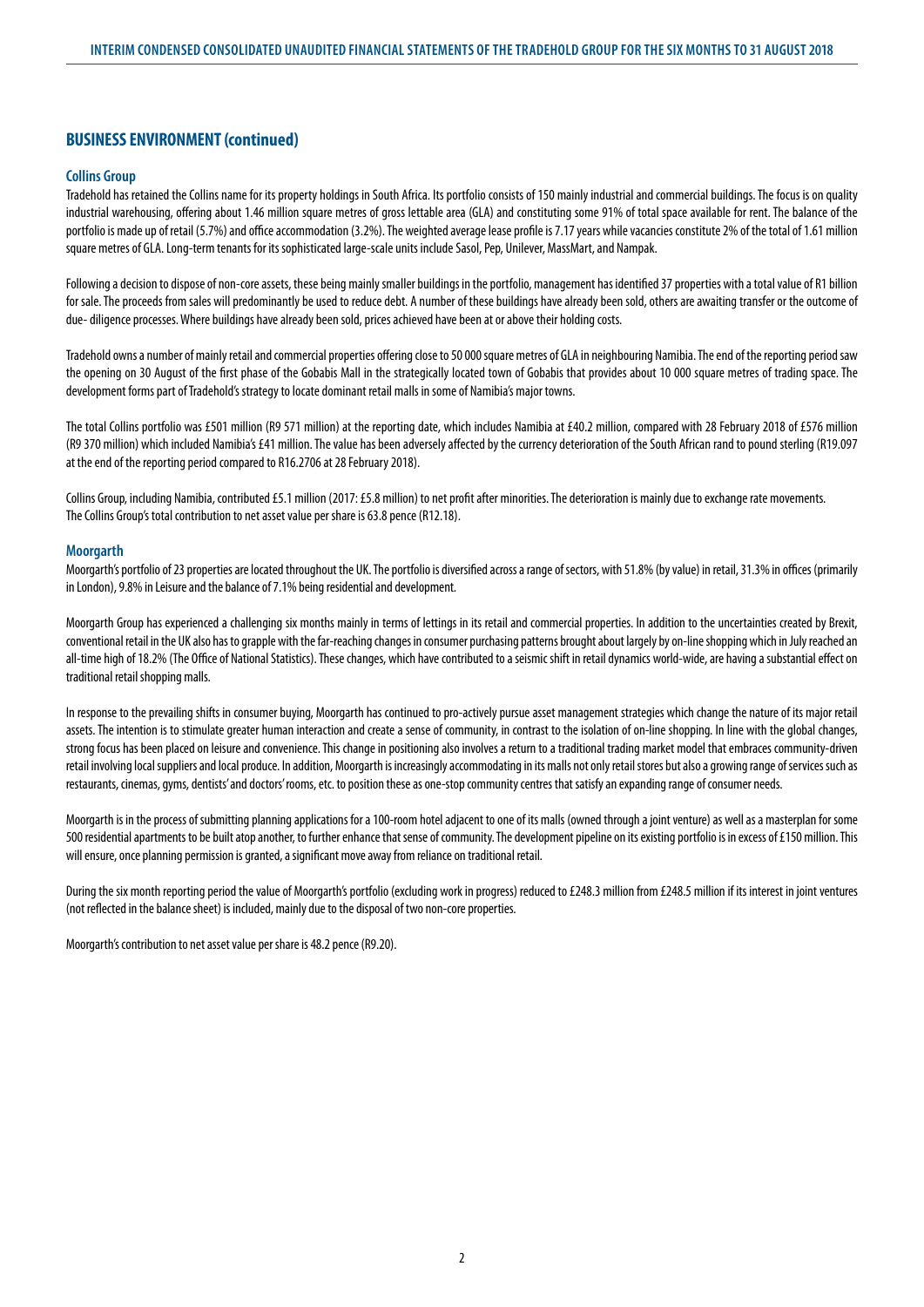## BUSINESS ENVIRONMENT (continued)

### Collins Group

Tradehold has retained the Collins name for its property holdings in South Africa. Its portfolio consists of 150 mainly industrial and commercial buildings. The focus is on quality industrial warehousing, offering about 1.46 million square metres of gross lettable area (GLA) and constituting some 91% of total space available for rent. The balance of the portfolio is made up of retail (5.7%) and office accommodation (3.2%). The weighted average lease profile is 7.17 years while vacancies constitute 2% of the total of 1.61 million square metres of GLA. Long-term tenants for its sophisticated large-scale units include Sasol, Pep, Unilever, MassMart, and Nampak.

Following a decision to dispose of non-core assets, these being mainly smaller buildings in the portfolio, management has identified 37 properties with a total value of R1 billion for sale. The proceeds from sales will predominantly be used to reduce debt. A number of these buildings have already been sold, others are awaiting transfer or the outcome of due- diligence processes. Where buildings have already been sold, prices achieved have been at or above their holding costs.

Tradehold owns a number of mainly retail and commercial properties offering close to 50 000 square metres of GLA in neighbouring Namibia. The end of the reporting period saw the opening on 30 August of the first phase of the Gobabis Mall in the strategically located town of Gobabis that provides about 10 000 square metres of trading space. The development forms part of Tradehold's strategy to locate dominant retail malls in some of Namibia's major towns.

The total Collins portfolio was £501 million (R9 571 million) at the reporting date, which includes Namibia at £40.2 million, compared with 28 February 2018 of £576 million (R9 370 million) which included Namibia's £41 million. The value has been adversely affected by the currency deterioration of the South African rand to pound sterling (R19.097 at the end of the reporting period compared to R16.2706 at 28 February 2018).

Collins Group, including Namibia, contributed £5.1 million (2017: £5.8 million) to net profit after minorities. The deterioration is mainly due to exchange rate movements. The Collins Group's total contribution to net asset value per share is 63.8 pence (R12.18).

### Moorgarth

Moorgarth's portfolio of 23 properties are located throughout the UK. The portfolio is diversified across a range of sectors, with 51.8% (by value) in retail, 31.3% in offices (primarily in London), 9.8% in Leisure and the balance of 7.1% being residential and development.

Moorgarth Group has experienced a challenging six months mainly in terms of lettings in its retail and commercial properties. In addition to the uncertainties created by Brexit, conventional retail in the UK also has to grapple with the far-reaching changes in consumer purchasing patterns brought about largely by on-line shopping which in July reached an all-time high of 18.2% (The Office of National Statistics). These changes, which have contributed to a seismic shift in retail dynamics world-wide, are having a substantial effect on traditional retail shopping malls.

In response to the prevailing shifts in consumer buying, Moorgarth has continued to pro-actively pursue asset management strategies which change the nature of its major retail assets. The intention is to stimulate greater human interaction and create a sense of community, in contrast to the isolation of on-line shopping. In line with the global changes, strong focus has been placed on leisure and convenience. This change in positioning also involves a return to a traditional trading market model that embraces community-driven retail involving local suppliers and local produce. In addition, Moorgarth is increasingly accommodating in its malls not only retail stores but also a growing range of services such as restaurants, cinemas, gyms, dentists' and doctors' rooms, etc. to position these as one-stop community centres that satisfy an expanding range of consumer needs.

Moorgarth is in the process of submitting planning applications for a 100-room hotel adjacent to one of its malls (owned through a joint venture) as well as a masterplan for some 500 residential apartments to be built atop another, to further enhance that sense of community. The development pipeline on its existing portfolio is in excess of £150 million. This will ensure, once planning permission is granted, a significant move away from reliance on traditional retail.

During the six month reporting period the value of Moorgarth's portfolio (excluding work in progress) reduced to £248.3 million from £248.5 million if its interest in joint ventures (not reflected in the balance sheet) is included, mainly due to the disposal of two non-core properties.

Moorgarth's contribution to net asset value per share is 48.2 pence (R9.20).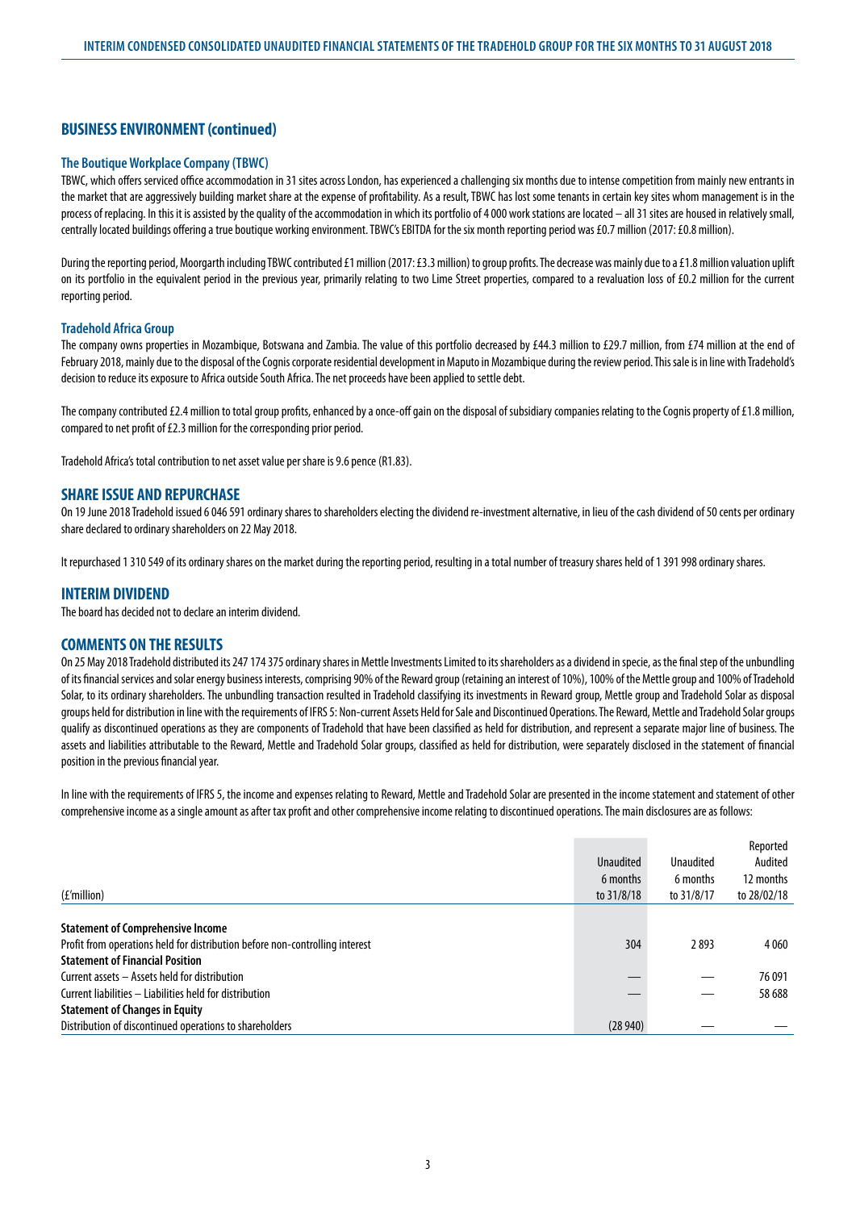## BUSINESS ENVIRONMENT (continued)

### The Boutique Workplace Company (TBWC)

TBWC, which offers serviced office accommodation in 31 sites across London, has experienced a challenging six months due to intense competition from mainly new entrants in the market that are aggressively building market share at the expense of profitability. As a result, TBWC has lost some tenants in certain key sites whom management is in the process of replacing. In this it is assisted by the quality of the accommodation in which its portfolio of 4 000 work stations are located – all 31 sites are housed in relatively small, centrally located buildings offering a true boutique working environment. TBWC's EBITDA for the six month reporting period was £0.7 million (2017: £0.8 million).

During the reporting period, Moorgarth including TBWC contributed £1 million (2017: £3.3 million) to group profits. The decrease was mainly due to a £1.8 million valuation uplift on its portfolio in the equivalent period in the previous year, primarily relating to two Lime Street properties, compared to a revaluation loss of £0.2 million for the current reporting period.

### Tradehold Africa Group

The company owns properties in Mozambique, Botswana and Zambia. The value of this portfolio decreased by £44.3 million to £29.7 million, from £74 million at the end of February 2018, mainly due to the disposal of the Cognis corporate residential development in Maputo in Mozambique during the review period. This sale is in line with Tradehold's decision to reduce its exposure to Africa outside South Africa. The net proceeds have been applied to settle debt.

The company contributed £2.4 million to total group profits, enhanced by a once-off gain on the disposal of subsidiary companies relating to the Cognis property of £1.8 million, compared to net profit of £2.3 million for the corresponding prior period.

Tradehold Africa's total contribution to net asset value per share is 9.6 pence (R1.83).

## SHARE ISSUE AND REPURCHASE

On 19 June 2018 Tradehold issued 6 046 591 ordinary shares to shareholders electing the dividend re-investment alternative, in lieu of the cash dividend of 50 cents per ordinary share declared to ordinary shareholders on 22 May 2018.

It repurchased 1 310 549 of its ordinary shares on the market during the reporting period, resulting in a total number of treasury shares held of 1 391 998 ordinary shares.

## INTERIM DIVIDEND

The board has decided not to declare an interim dividend.

## COMMENTS ON THE RESULTS

On 25 May 2018 Tradehold distributed its 247 174 375 ordinary shares in Mettle Investments Limited to its shareholders as a dividend in specie, as the final step of the unbundling of its financial services and solar energy business interests, comprising 90% of the Reward group (retaining an interest of 10%), 100% of the Mettle group and 100% of Tradehold Solar, to its ordinary shareholders. The unbundling transaction resulted in Tradehold classifying its investments in Reward group, Mettle group and Tradehold Solar as disposal groups held for distribution in line with the requirements of IFRS 5: Non-current Assets Held for Sale and Discontinued Operations. The Reward, Mettle and Tradehold Solar groups qualify as discontinued operations as they are components of Tradehold that have been classified as held for distribution, and represent a separate major line of business. The assets and liabilities attributable to the Reward, Mettle and Tradehold Solar groups, classified as held for distribution, were separately disclosed in the statement of financial position in the previous financial year.

In line with the requirements of IFRS 5, the income and expenses relating to Reward, Mettle and Tradehold Solar are presented in the income statement and statement of other comprehensive income as a single amount as after tax profit and other comprehensive income relating to discontinued operations. The main disclosures are as follows:

| (£'million) | Unaudited 6 months to 31/8/18 | Unaudited 6 months to 31/8/17 | Reported Audited 12 months to 28/02/18 |
|---|---|---|---|
| **Statement of Comprehensive Income** | | | |
| Profit from operations held for distribution before non-controlling interest | 304 | 2 893 | 4 060 |
| **Statement of Financial Position** | | | |
| Current assets – Assets held for distribution | — | — | 76 091 |
| Current liabilities – Liabilities held for distribution | — | — | 58 688 |
| **Statement of Changes in Equity** | | | |
| Distribution of discontinued operations to shareholders | (28 940) | — | — |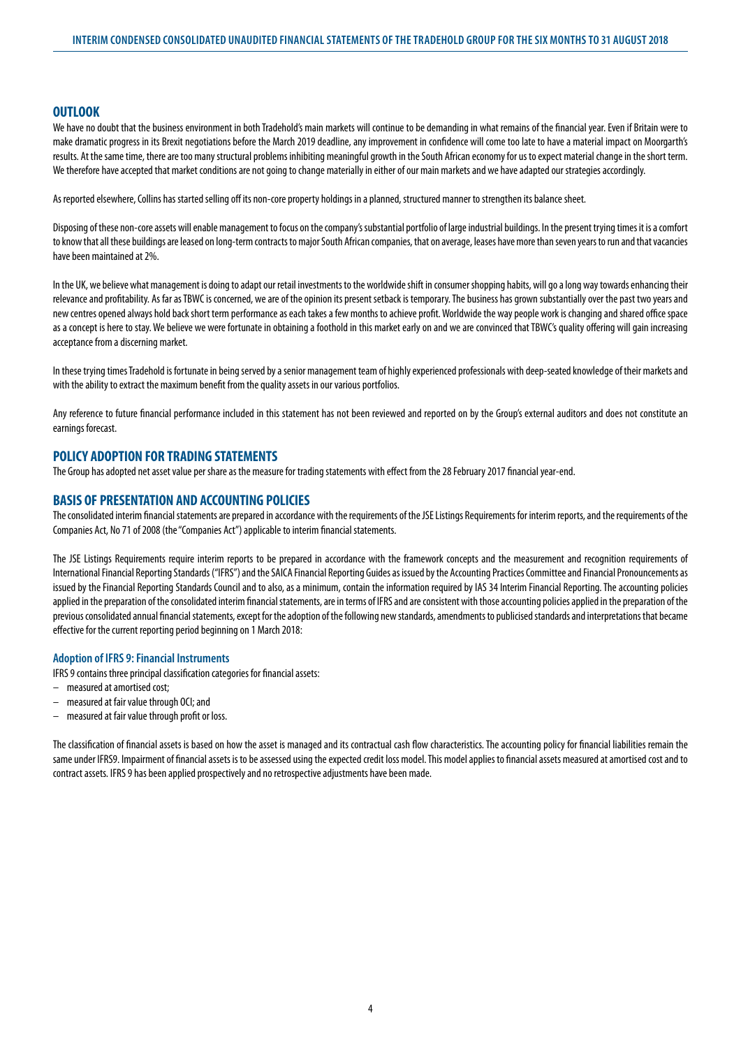## OUTLOOK

We have no doubt that the business environment in both Tradehold's main markets will continue to be demanding in what remains of the financial year. Even if Britain were to make dramatic progress in its Brexit negotiations before the March 2019 deadline, any improvement in confidence will come too late to have a material impact on Moorgarth's results. At the same time, there are too many structural problems inhibiting meaningful growth in the South African economy for us to expect material change in the short term. We therefore have accepted that market conditions are not going to change materially in either of our main markets and we have adapted our strategies accordingly.

As reported elsewhere, Collins has started selling off its non-core property holdings in a planned, structured manner to strengthen its balance sheet.

Disposing of these non-core assets will enable management to focus on the company's substantial portfolio of large industrial buildings. In the present trying times it is a comfort to know that all these buildings are leased on long-term contracts to major South African companies, that on average, leases have more than seven years to run and that vacancies have been maintained at 2%.

In the UK, we believe what management is doing to adapt our retail investments to the worldwide shift in consumer shopping habits, will go a long way towards enhancing their relevance and profitability. As far as TBWC is concerned, we are of the opinion its present setback is temporary. The business has grown substantially over the past two years and new centres opened always hold back short term performance as each takes a few months to achieve profit. Worldwide the way people work is changing and shared office space as a concept is here to stay. We believe we were fortunate in obtaining a foothold in this market early on and we are convinced that TBWC's quality offering will gain increasing acceptance from a discerning market.

In these trying times Tradehold is fortunate in being served by a senior management team of highly experienced professionals with deep-seated knowledge of their markets and with the ability to extract the maximum benefit from the quality assets in our various portfolios.

Any reference to future financial performance included in this statement has not been reviewed and reported on by the Group's external auditors and does not constitute an earnings forecast.

## POLICY ADOPTION FOR TRADING STATEMENTS

The Group has adopted net asset value per share as the measure for trading statements with effect from the 28 February 2017 financial year-end.

## BASIS OF PRESENTATION AND ACCOUNTING POLICIES

The consolidated interim financial statements are prepared in accordance with the requirements of the JSE Listings Requirements for interim reports, and the requirements of the Companies Act, No 71 of 2008 (the "Companies Act") applicable to interim financial statements.

The JSE Listings Requirements require interim reports to be prepared in accordance with the framework concepts and the measurement and recognition requirements of International Financial Reporting Standards ("IFRS") and the SAICA Financial Reporting Guides as issued by the Accounting Practices Committee and Financial Pronouncements as issued by the Financial Reporting Standards Council and to also, as a minimum, contain the information required by IAS 34 Interim Financial Reporting. The accounting policies applied in the preparation of the consolidated interim financial statements, are in terms of IFRS and are consistent with those accounting policies applied in the preparation of the previous consolidated annual financial statements, except for the adoption of the following new standards, amendments to publicised standards and interpretations that became effective for the current reporting period beginning on 1 March 2018:

### Adoption of IFRS 9: Financial Instruments

IFRS 9 contains three principal classification categories for financial assets:

- measured at amortised cost;
- measured at fair value through OCI; and
- measured at fair value through profit or loss.

The classification of financial assets is based on how the asset is managed and its contractual cash flow characteristics. The accounting policy for financial liabilities remain the same under IFRS9. Impairment of financial assets is to be assessed using the expected credit loss model. This model applies to financial assets measured at amortised cost and to contract assets. IFRS 9 has been applied prospectively and no retrospective adjustments have been made.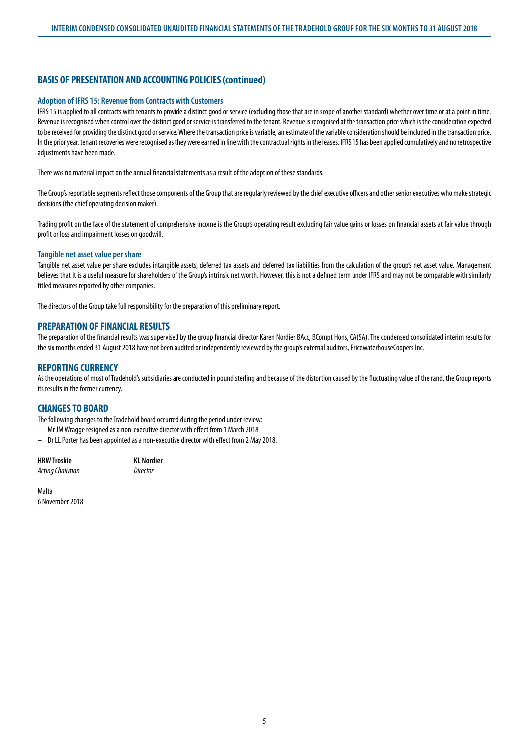## BASIS OF PRESENTATION AND ACCOUNTING POLICIES (continued)

### Adoption of IFRS 15: Revenue from Contracts with Customers

IFRS 15 is applied to all contracts with tenants to provide a distinct good or service (excluding those that are in scope of another standard) whether over time or at a point in time. Revenue is recognised when control over the distinct good or service is transferred to the tenant. Revenue is recognised at the transaction price which is the consideration expected to be received for providing the distinct good or service. Where the transaction price is variable, an estimate of the variable consideration should be included in the transaction price. In the prior year, tenant recoveries were recognised as they were earned in line with the contractual rights in the leases. IFRS 15 has been applied cumulatively and no retrospective adjustments have been made.

There was no material impact on the annual financial statements as a result of the adoption of these standards.

The Group's reportable segments reflect those components of the Group that are regularly reviewed by the chief executive officers and other senior executives who make strategic decisions (the chief operating decision maker).

Trading profit on the face of the statement of comprehensive income is the Group's operating result excluding fair value gains or losses on financial assets at fair value through profit or loss and impairment losses on goodwill.

### Tangible net asset value per share

Tangible net asset value per share excludes intangible assets, deferred tax assets and deferred tax liabilities from the calculation of the group's net asset value. Management believes that it is a useful measure for shareholders of the Group's intrinsic net worth. However, this is not a defined term under IFRS and may not be comparable with similarly titled measures reported by other companies.

The directors of the Group take full responsibility for the preparation of this preliminary report.

## PREPARATION OF FINANCIAL RESULTS

The preparation of the financial results was supervised by the group financial director Karen Nordier BAcc, BCompt Hons, CA(SA). The condensed consolidated interim results for the six months ended 31 August 2018 have not been audited or independently reviewed by the group's external auditors, PricewaterhouseCoopers Inc.

## REPORTING CURRENCY

As the operations of most of Tradehold's subsidiaries are conducted in pound sterling and because of the distortion caused by the fluctuating value of the rand, the Group reports its results in the former currency.

## CHANGES TO BOARD

The following changes to the Tradehold board occurred during the period under review:

- Mr JM Wragge resigned as a non-executive director with effect from 1 March 2018
- Dr LL Porter has been appointed as a non-executive director with effect from 2 May 2018.

**HRW Troskie**
*Acting Chairman*

**KL Nordier**
*Director*

Malta
6 November 2018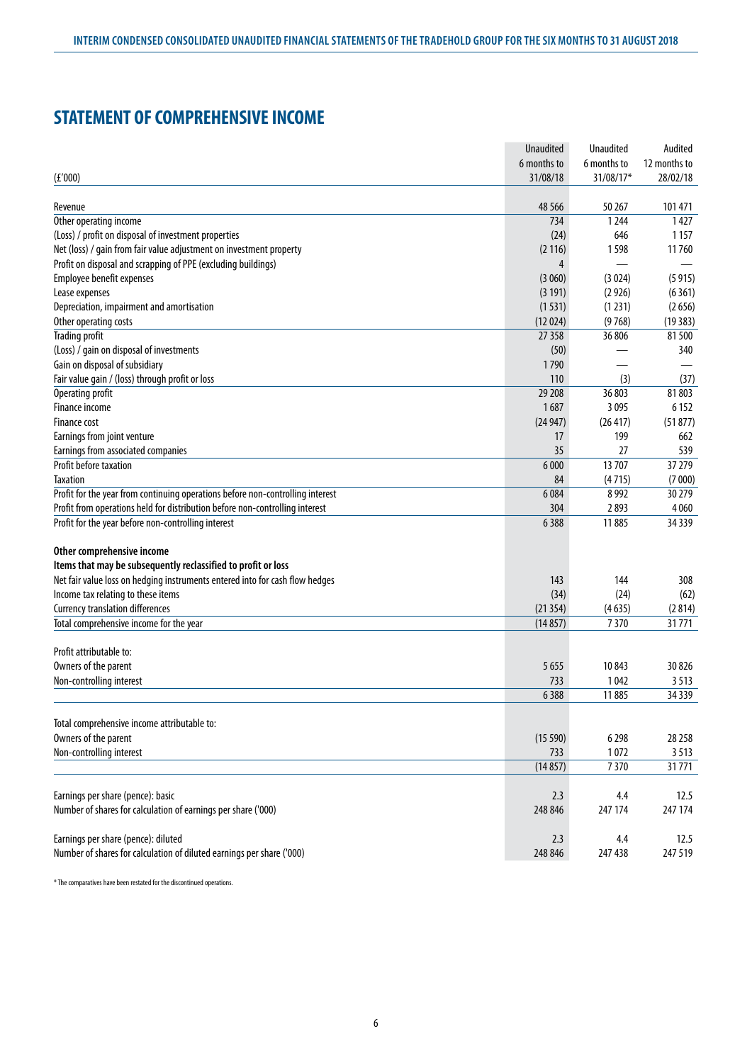# STATEMENT OF COMPREHENSIVE INCOME

| (£'000) | Unaudited 6 months to 31/08/18 | Unaudited 6 months to 31/08/17* | Audited 12 months to 28/02/18 |
|---|---|---|---|
| Revenue | 48 566 | 50 267 | 101 471 |
| Other operating income | 734 | 1 244 | 1 427 |
| (Loss) / profit on disposal of investment properties | (24) | 646 | 1 157 |
| Net (loss) / gain from fair value adjustment on investment property | (2 116) | 1 598 | 11 760 |
| Profit on disposal and scrapping of PPE (excluding buildings) | 4 | — | — |
| Employee benefit expenses | (3 060) | (3 024) | (5 915) |
| Lease expenses | (3 191) | (2 926) | (6 361) |
| Depreciation, impairment and amortisation | (1 531) | (1 231) | (2 656) |
| Other operating costs | (12 024) | (9 768) | (19 383) |
| Trading profit | 27 358 | 36 806 | 81 500 |
| (Loss) / gain on disposal of investments | (50) | — | 340 |
| Gain on disposal of subsidiary | 1 790 | — | — |
| Fair value gain / (loss) through profit or loss | 110 | (3) | (37) |
| Operating profit | 29 208 | 36 803 | 81 803 |
| Finance income | 1 687 | 3 095 | 6 152 |
| Finance cost | (24 947) | (26 417) | (51 877) |
| Earnings from joint venture | 17 | 199 | 662 |
| Earnings from associated companies | 35 | 27 | 539 |
| Profit before taxation | 6 000 | 13 707 | 37 279 |
| Taxation | 84 | (4 715) | (7 000) |
| Profit for the year from continuing operations before non-controlling interest | 6 084 | 8 992 | 30 279 |
| Profit from operations held for distribution before non-controlling interest | 304 | 2 893 | 4 060 |
| Profit for the year before non-controlling interest | 6 388 | 11 885 | 34 339 |
| | | | |
| **Other comprehensive income** | | | |
| **Items that may be subsequently reclassified to profit or loss** | | | |
| Net fair value loss on hedging instruments entered into for cash flow hedges | 143 | 144 | 308 |
| Income tax relating to these items | (34) | (24) | (62) |
| Currency translation differences | (21 354) | (4 635) | (2 814) |
| Total comprehensive income for the year | (14 857) | 7 370 | 31 771 |
| | | | |
| Profit attributable to: | | | |
| Owners of the parent | 5 655 | 10 843 | 30 826 |
| Non-controlling interest | 733 | 1 042 | 3 513 |
| | 6 388 | 11 885 | 34 339 |
| | | | |
| Total comprehensive income attributable to: | | | |
| Owners of the parent | (15 590) | 6 298 | 28 258 |
| Non-controlling interest | 733 | 1 072 | 3 513 |
| | (14 857) | 7 370 | 31 771 |
| | | | |
| Earnings per share (pence): basic | 2.3 | 4.4 | 12.5 |
| Number of shares for calculation of earnings per share ('000) | 248 846 | 247 174 | 247 174 |
| | | | |
| Earnings per share (pence): diluted | 2.3 | 4.4 | 12.5 |
| Number of shares for calculation of diluted earnings per share ('000) | 248 846 | 247 438 | 247 519 |

\* The comparatives have been restated for the discontinued operations.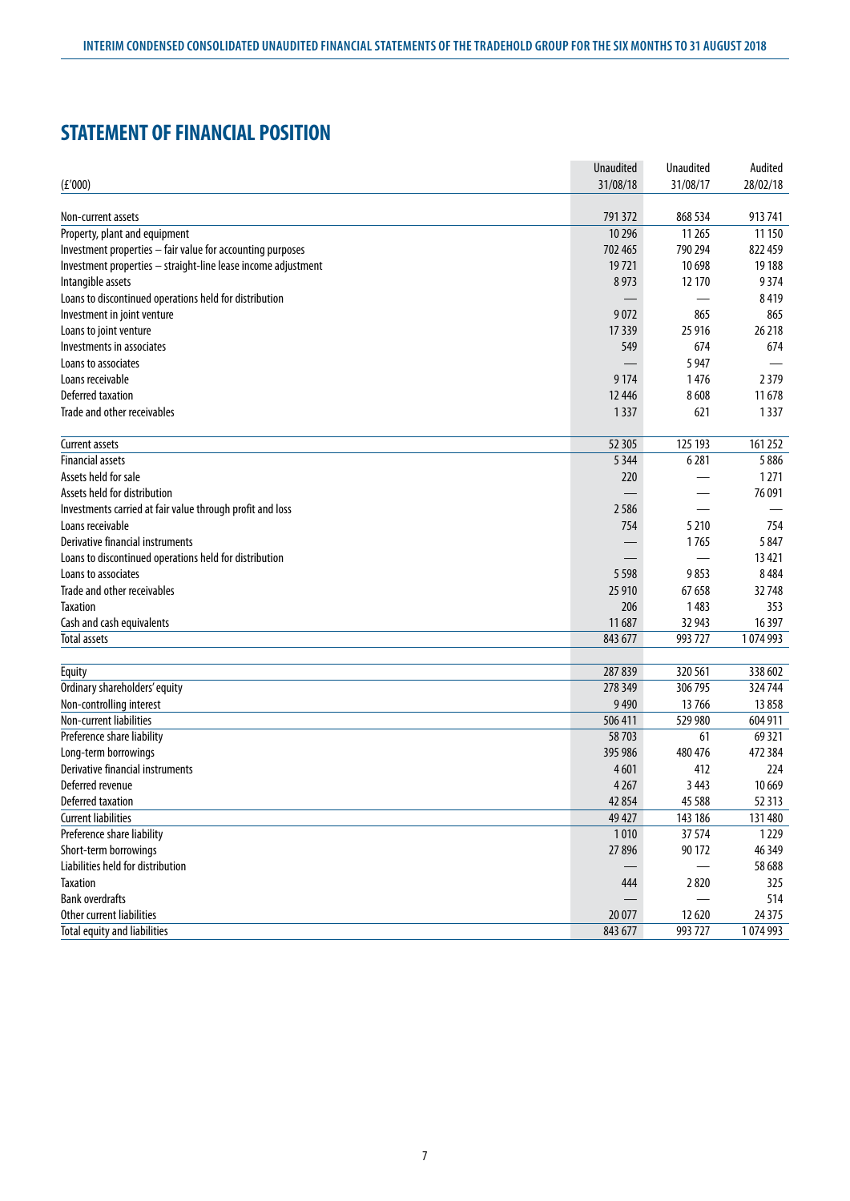## STATEMENT OF FINANCIAL POSITION

| (£'000) | Unaudited 31/08/18 | Unaudited 31/08/17 | Audited 28/02/18 |
|---|---|---|---|
| Non-current assets | 791 372 | 868 534 | 913 741 |
| Property, plant and equipment | 10 296 | 11 265 | 11 150 |
| Investment properties – fair value for accounting purposes | 702 465 | 790 294 | 822 459 |
| Investment properties – straight-line lease income adjustment | 19 721 | 10 698 | 19 188 |
| Intangible assets | 8 973 | 12 170 | 9 374 |
| Loans to discontinued operations held for distribution | — | — | 8 419 |
| Investment in joint venture | 9 072 | 865 | 865 |
| Loans to joint venture | 17 339 | 25 916 | 26 218 |
| Investments in associates | 549 | 674 | 674 |
| Loans to associates | — | 5 947 | — |
| Loans receivable | 9 174 | 1 476 | 2 379 |
| Deferred taxation | 12 446 | 8 608 | 11 678 |
| Trade and other receivables | 1 337 | 621 | 1 337 |
| Current assets | 52 305 | 125 193 | 161 252 |
| Financial assets | 5 344 | 6 281 | 5 886 |
| Assets held for sale | 220 | — | 1 271 |
| Assets held for distribution | — | — | 76 091 |
| Investments carried at fair value through profit and loss | 2 586 | — | — |
| Loans receivable | 754 | 5 210 | 754 |
| Derivative financial instruments | — | 1 765 | 5 847 |
| Loans to discontinued operations held for distribution | — | — | 13 421 |
| Loans to associates | 5 598 | 9 853 | 8 484 |
| Trade and other receivables | 25 910 | 67 658 | 32 748 |
| Taxation | 206 | 1 483 | 353 |
| Cash and cash equivalents | 11 687 | 32 943 | 16 397 |
| Total assets | 843 677 | 993 727 | 1 074 993 |
| Equity | 287 839 | 320 561 | 338 602 |
| Ordinary shareholders' equity | 278 349 | 306 795 | 324 744 |
| Non-controlling interest | 9 490 | 13 766 | 13 858 |
| Non-current liabilities | 506 411 | 529 980 | 604 911 |
| Preference share liability | 58 703 | 61 | 69 321 |
| Long-term borrowings | 395 986 | 480 476 | 472 384 |
| Derivative financial instruments | 4 601 | 412 | 224 |
| Deferred revenue | 4 267 | 3 443 | 10 669 |
| Deferred taxation | 42 854 | 45 588 | 52 313 |
| Current liabilities | 49 427 | 143 186 | 131 480 |
| Preference share liability | 1 010 | 37 574 | 1 229 |
| Short-term borrowings | 27 896 | 90 172 | 46 349 |
| Liabilities held for distribution | — | — | 58 688 |
| Taxation | 444 | 2 820 | 325 |
| Bank overdrafts | — | — | 514 |
| Other current liabilities | 20 077 | 12 620 | 24 375 |
| Total equity and liabilities | 843 677 | 993 727 | 1 074 993 |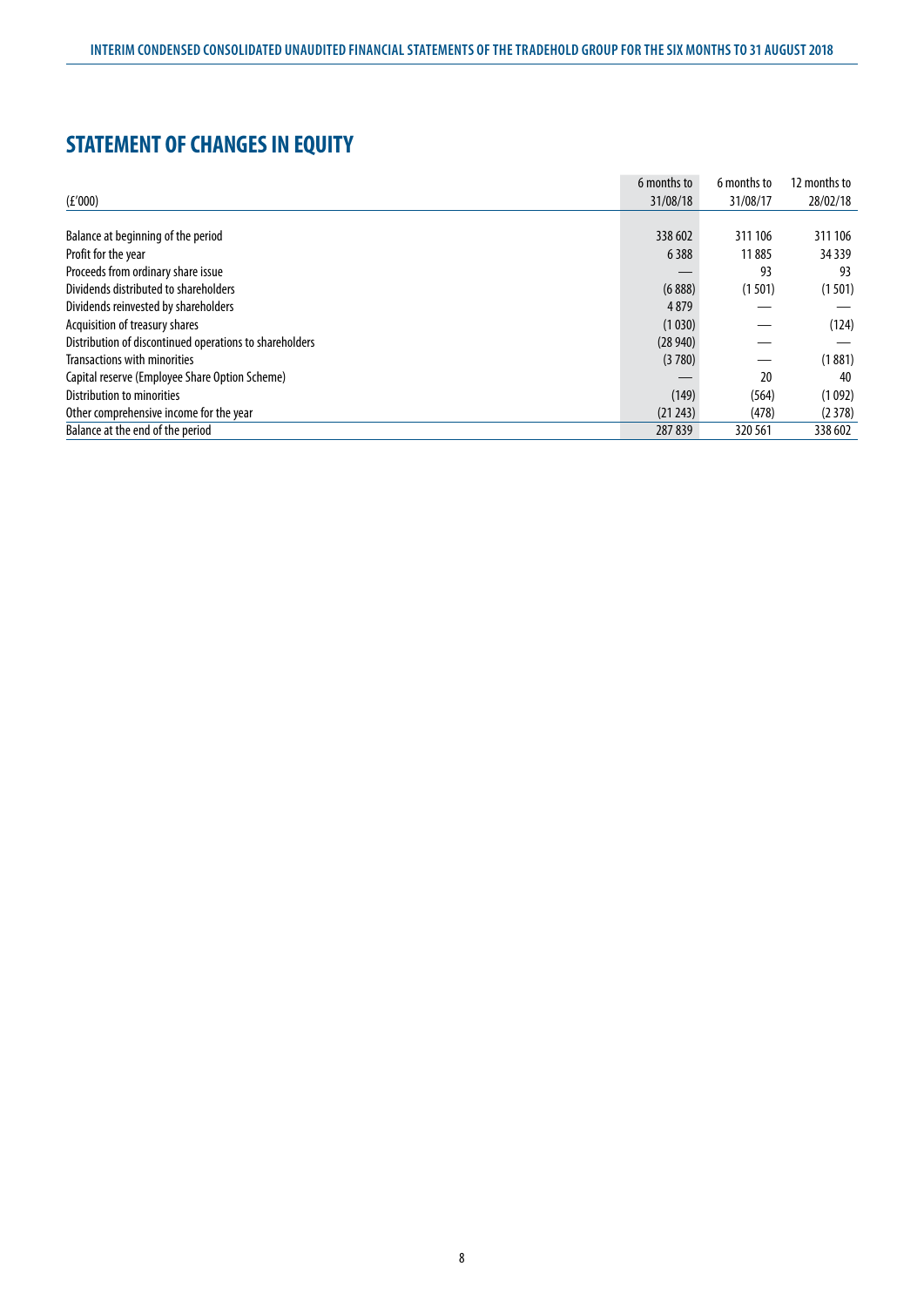## STATEMENT OF CHANGES IN EQUITY

| (£'000) | 6 months to 31/08/18 | 6 months to 31/08/17 | 12 months to 28/02/18 |
|---|---|---|---|
| Balance at beginning of the period | 338 602 | 311 106 | 311 106 |
| Profit for the year | 6 388 | 11 885 | 34 339 |
| Proceeds from ordinary share issue | — | 93 | 93 |
| Dividends distributed to shareholders | (6 888) | (1 501) | (1 501) |
| Dividends reinvested by shareholders | 4 879 | — | — |
| Acquisition of treasury shares | (1 030) | — | (124) |
| Distribution of discontinued operations to shareholders | (28 940) | — | — |
| Transactions with minorities | (3 780) | — | (1 881) |
| Capital reserve (Employee Share Option Scheme) | — | 20 | 40 |
| Distribution to minorities | (149) | (564) | (1 092) |
| Other comprehensive income for the year | (21 243) | (478) | (2 378) |
| Balance at the end of the period | 287 839 | 320 561 | 338 602 |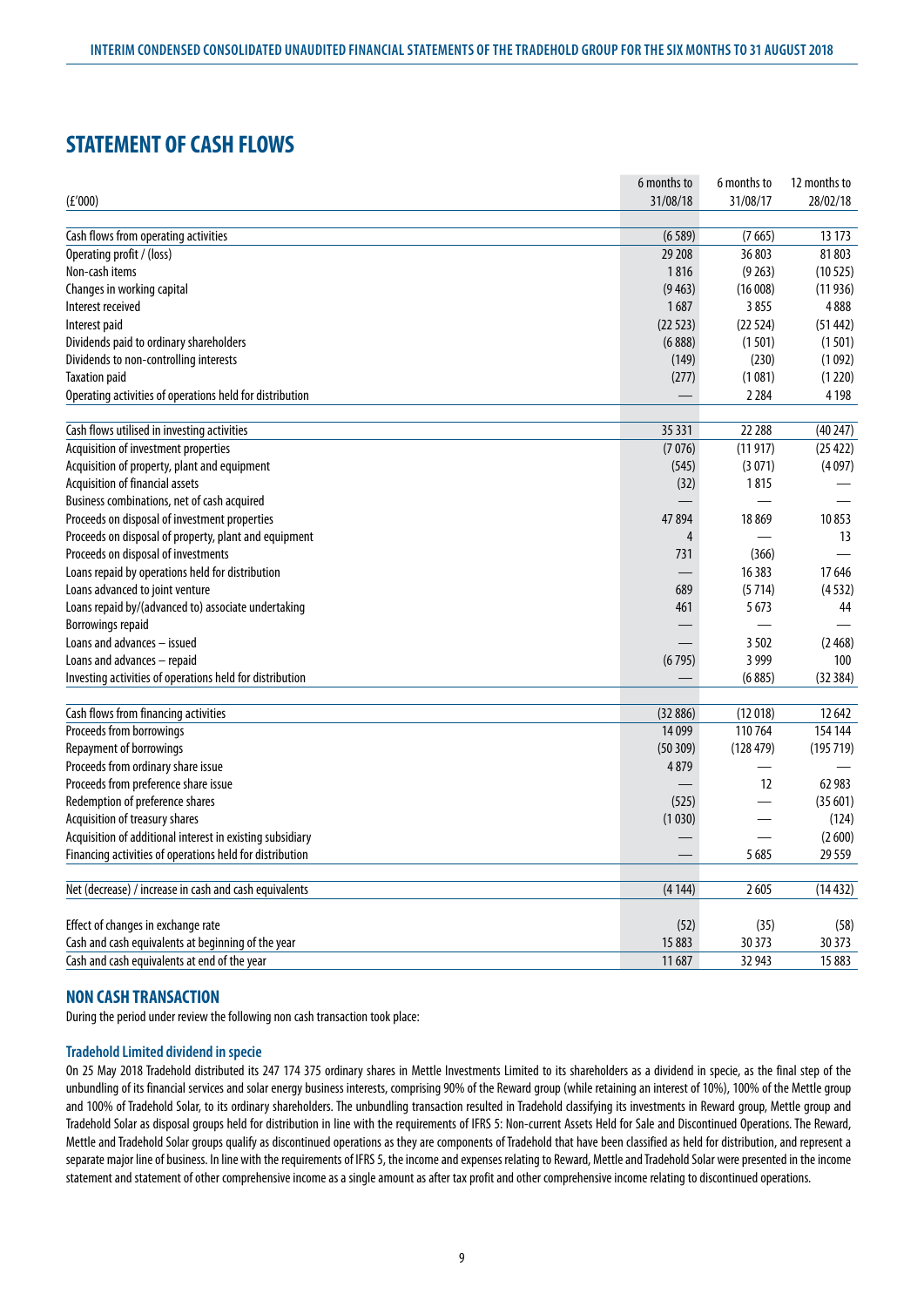# STATEMENT OF CASH FLOWS

| (£'000) | 6 months to 31/08/18 | 6 months to 31/08/17 | 12 months to 28/02/18 |
|---|---|---|---|
| Cash flows from operating activities | (6 589) | (7 665) | 13 173 |
| Operating profit / (loss) | 29 208 | 36 803 | 81 803 |
| Non-cash items | 1 816 | (9 263) | (10 525) |
| Changes in working capital | (9 463) | (16 008) | (11 936) |
| Interest received | 1 687 | 3 855 | 4 888 |
| Interest paid | (22 523) | (22 524) | (51 442) |
| Dividends paid to ordinary shareholders | (6 888) | (1 501) | (1 501) |
| Dividends to non-controlling interests | (149) | (230) | (1 092) |
| Taxation paid | (277) | (1 081) | (1 220) |
| Operating activities of operations held for distribution | — | 2 284 | 4 198 |
| | | | |
| Cash flows utilised in investing activities | 35 331 | 22 288 | (40 247) |
| Acquisition of investment properties | (7 076) | (11 917) | (25 422) |
| Acquisition of property, plant and equipment | (545) | (3 071) | (4 097) |
| Acquisition of financial assets | (32) | 1 815 | — |
| Business combinations, net of cash acquired | — | — | — |
| Proceeds on disposal of investment properties | 47 894 | 18 869 | 10 853 |
| Proceeds on disposal of property, plant and equipment | 4 | — | 13 |
| Proceeds on disposal of investments | 731 | (366) | — |
| Loans repaid by operations held for distribution | — | 16 383 | 17 646 |
| Loans advanced to joint venture | 689 | (5 714) | (4 532) |
| Loans repaid by/(advanced to) associate undertaking | 461 | 5 673 | 44 |
| Borrowings repaid | — | — | — |
| Loans and advances – issued | — | 3 502 | (2 468) |
| Loans and advances – repaid | (6 795) | 3 999 | 100 |
| Investing activities of operations held for distribution | — | (6 885) | (32 384) |
| | | | |
| Cash flows from financing activities | (32 886) | (12 018) | 12 642 |
| Proceeds from borrowings | 14 099 | 110 764 | 154 144 |
| Repayment of borrowings | (50 309) | (128 479) | (195 719) |
| Proceeds from ordinary share issue | 4 879 | — | — |
| Proceeds from preference share issue | — | 12 | 62 983 |
| Redemption of preference shares | (525) | — | (35 601) |
| Acquisition of treasury shares | (1 030) | — | (124) |
| Acquisition of additional interest in existing subsidiary | — | — | (2 600) |
| Financing activities of operations held for distribution | — | 5 685 | 29 559 |
| | | | |
| Net (decrease) / increase in cash and cash equivalents | (4 144) | 2 605 | (14 432) |
| | | | |
| Effect of changes in exchange rate | (52) | (35) | (58) |
| Cash and cash equivalents at beginning of the year | 15 883 | 30 373 | 30 373 |
| Cash and cash equivalents at end of the year | 11 687 | 32 943 | 15 883 |

## NON CASH TRANSACTION

During the period under review the following non cash transaction took place:

### Tradehold Limited dividend in specie

On 25 May 2018 Tradehold distributed its 247 174 375 ordinary shares in Mettle Investments Limited to its shareholders as a dividend in specie, as the final step of the unbundling of its financial services and solar energy business interests, comprising 90% of the Reward group (while retaining an interest of 10%), 100% of the Mettle group and 100% of Tradehold Solar, to its ordinary shareholders. The unbundling transaction resulted in Tradehold classifying its investments in Reward group, Mettle group and Tradehold Solar as disposal groups held for distribution in line with the requirements of IFRS 5: Non-current Assets Held for Sale and Discontinued Operations. The Reward, Mettle and Tradehold Solar groups qualify as discontinued operations as they are components of Tradehold that have been classified as held for distribution, and represent a separate major line of business. In line with the requirements of IFRS 5, the income and expenses relating to Reward, Mettle and Tradehold Solar were presented in the income statement and statement of other comprehensive income as a single amount as after tax profit and other comprehensive income relating to discontinued operations.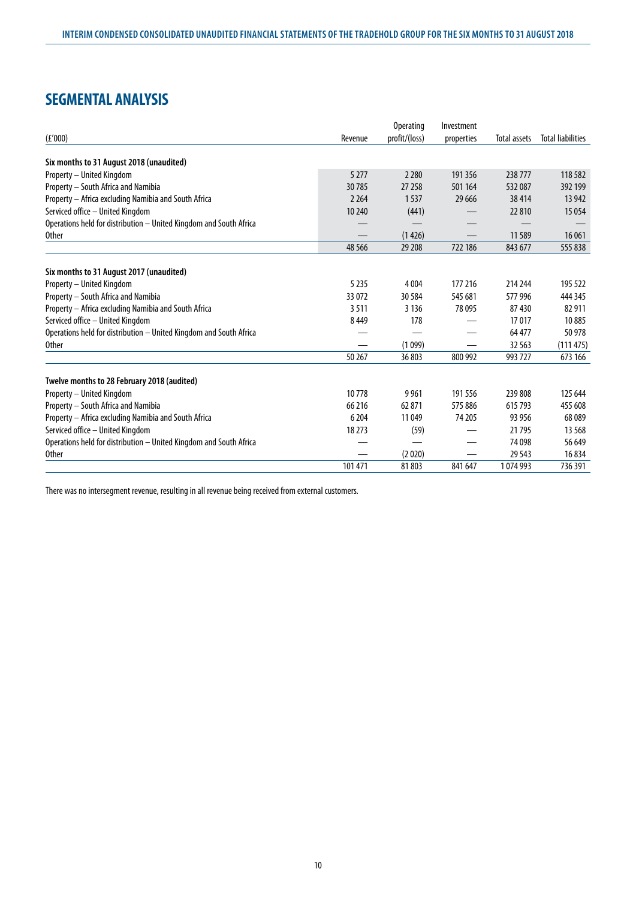## SEGMENTAL ANALYSIS

| (£'000) | Revenue | Operating profit/(loss) | Investment properties | Total assets | Total liabilities |
|---|---|---|---|---|---|
| **Six months to 31 August 2018 (unaudited)** | | | | | |
| Property – United Kingdom | 5 277 | 2 280 | 191 356 | 238 777 | 118 582 |
| Property – South Africa and Namibia | 30 785 | 27 258 | 501 164 | 532 087 | 392 199 |
| Property – Africa excluding Namibia and South Africa | 2 264 | 1 537 | 29 666 | 38 414 | 13 942 |
| Serviced office – United Kingdom | 10 240 | (441) | — | 22 810 | 15 054 |
| Operations held for distribution – United Kingdom and South Africa | — | — | — | — | — |
| Other | — | (1 426) | — | 11 589 | 16 061 |
| | 48 566 | 29 208 | 722 186 | 843 677 | 555 838 |
| **Six months to 31 August 2017 (unaudited)** | | | | | |
| Property – United Kingdom | 5 235 | 4 004 | 177 216 | 214 244 | 195 522 |
| Property – South Africa and Namibia | 33 072 | 30 584 | 545 681 | 577 996 | 444 345 |
| Property – Africa excluding Namibia and South Africa | 3 511 | 3 136 | 78 095 | 87 430 | 82 911 |
| Serviced office – United Kingdom | 8 449 | 178 | — | 17 017 | 10 885 |
| Operations held for distribution – United Kingdom and South Africa | — | — | — | 64 477 | 50 978 |
| Other | — | (1 099) | — | 32 563 | (111 475) |
| | 50 267 | 36 803 | 800 992 | 993 727 | 673 166 |
| **Twelve months to 28 February 2018 (audited)** | | | | | |
| Property – United Kingdom | 10 778 | 9 961 | 191 556 | 239 808 | 125 644 |
| Property – South Africa and Namibia | 66 216 | 62 871 | 575 886 | 615 793 | 455 608 |
| Property – Africa excluding Namibia and South Africa | 6 204 | 11 049 | 74 205 | 93 956 | 68 089 |
| Serviced office – United Kingdom | 18 273 | (59) | — | 21 795 | 13 568 |
| Operations held for distribution – United Kingdom and South Africa | — | — | — | 74 098 | 56 649 |
| Other | — | (2 020) | — | 29 543 | 16 834 |
| | 101 471 | 81 803 | 841 647 | 1 074 993 | 736 391 |

There was no intersegment revenue, resulting in all revenue being received from external customers.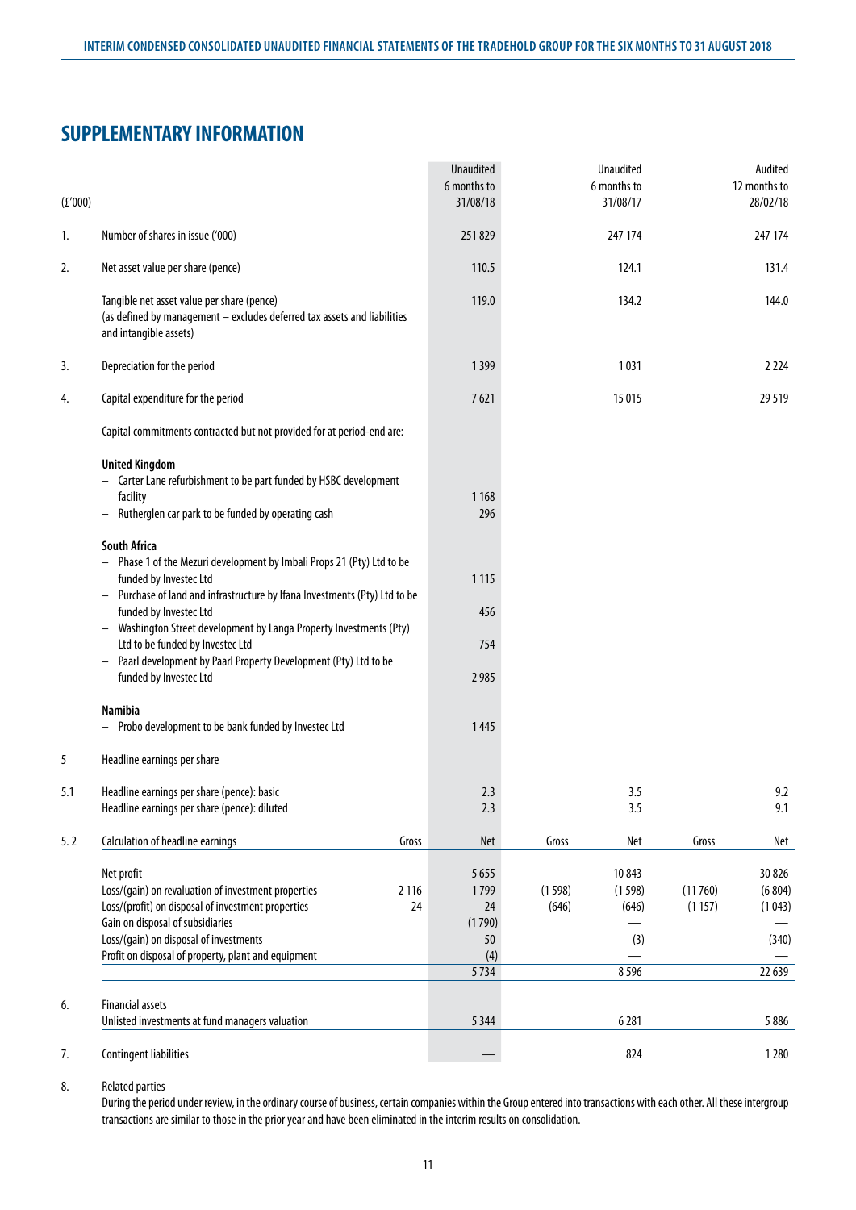## SUPPLEMENTARY INFORMATION

| (£'000) | | Unaudited 6 months to 31/08/18 | Unaudited 6 months to 31/08/17 | Audited 12 months to 28/02/18 |
|---|---|---|---|---|
| 1. | Number of shares in issue ('000) | 251 829 | 247 174 | 247 174 |
| 2. | Net asset value per share (pence) | 110.5 | 124.1 | 131.4 |
| | Tangible net asset value per share (pence) (as defined by management – excludes deferred tax assets and liabilities and intangible assets) | 119.0 | 134.2 | 144.0 |
| 3. | Depreciation for the period | 1 399 | 1 031 | 2 224 |
| 4. | Capital expenditure for the period | 7 621 | 15 015 | 29 519 |
| | Capital commitments contracted but not provided for at period-end are: | | | |
| | **United Kingdom** | | | |
| | – Carter Lane refurbishment to be part funded by HSBC development facility | 1 168 | | |
| | – Rutherglen car park to be funded by operating cash | 296 | | |
| | **South Africa** | | | |
| | – Phase 1 of the Mezuri development by Imbali Props 21 (Pty) Ltd to be funded by Investec Ltd | 1 115 | | |
| | – Purchase of land and infrastructure by Ifana Investments (Pty) Ltd to be funded by Investec Ltd | 456 | | |
| | – Washington Street development by Langa Property Investments (Pty) Ltd to be funded by Investec Ltd | 754 | | |
| | – Paarl development by Paarl Property Development (Pty) Ltd to be funded by Investec Ltd | 2 985 | | |
| | **Namibia** | | | |
| | – Probo development to be bank funded by Investec Ltd | 1 445 | | |
| 5 | Headline earnings per share | | | |
| 5.1 | Headline earnings per share (pence): basic | 2.3 | 3.5 | 9.2 |
| | Headline earnings per share (pence): diluted | 2.3 | 3.5 | 9.1 |

| | | Gross | Net | Gross | Net | Gross | Net |
|---|---|---|---|---|---|---|---|
| 5. 2 | Calculation of headline earnings | Gross | Net | Gross | Net | Gross | Net |
| | Net profit | | 5 655 | | 10 843 | | 30 826 |
| | Loss/(gain) on revaluation of investment properties | 2 116 | 1 799 | (1 598) | (1 598) | (11 760) | (6 804) |
| | Loss/(profit) on disposal of investment properties | 24 | 24 | (646) | (646) | (1 157) | (1 043) |
| | Gain on disposal of subsidiaries | | (1 790) | | — | | — |
| | Loss/(gain) on disposal of investments | | 50 | | (3) | | (340) |
| | Profit on disposal of property, plant and equipment | | (4) | | — | | — |
| | | | 5 734 | | 8 596 | | 22 639 |
| 6. | Financial assets | | | | | | |
| | Unlisted investments at fund managers valuation | | 5 344 | | 6 281 | | 5 886 |
| 7. | Contingent liabilities | | — | | 824 | | 1 280 |

8. Related parties

During the period under review, in the ordinary course of business, certain companies within the Group entered into transactions with each other. All these intergroup transactions are similar to those in the prior year and have been eliminated in the interim results on consolidation.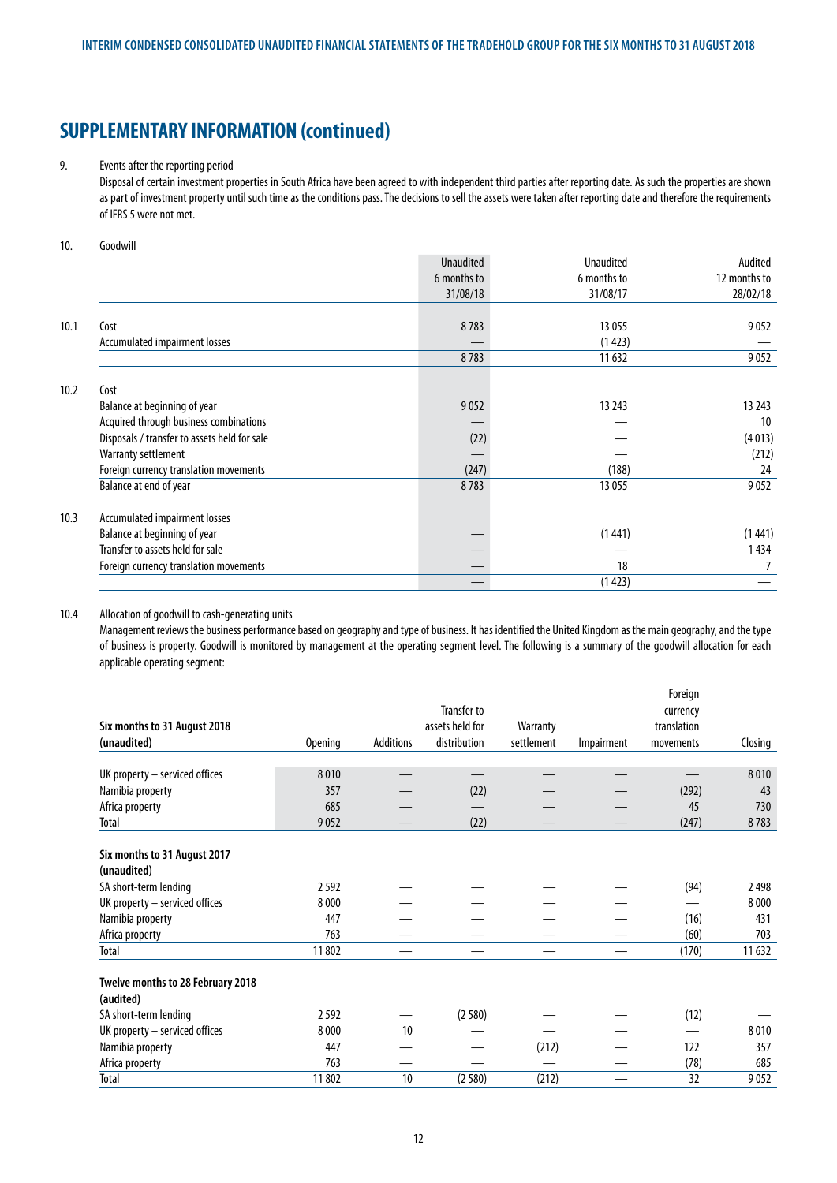# SUPPLEMENTARY INFORMATION (continued)

9. Events after the reporting period

Disposal of certain investment properties in South Africa have been agreed to with independent third parties after reporting date. As such the properties are shown as part of investment property until such time as the conditions pass. The decisions to sell the assets were taken after reporting date and therefore the requirements of IFRS 5 were not met.

10. Goodwill

| | | Unaudited 6 months to 31/08/18 | Unaudited 6 months to 31/08/17 | Audited 12 months to 28/02/18 |
|---|---|---|---|---|
| 10.1 | Cost | 8 783 | 13 055 | 9 052 |
| | Accumulated impairment losses | — | (1 423) | — |
| | | 8 783 | 11 632 | 9 052 |
| 10.2 | Cost | | | |
| | Balance at beginning of year | 9 052 | 13 243 | 13 243 |
| | Acquired through business combinations | — | — | 10 |
| | Disposals / transfer to assets held for sale | (22) | — | (4 013) |
| | Warranty settlement | — | — | (212) |
| | Foreign currency translation movements | (247) | (188) | 24 |
| | Balance at end of year | 8 783 | 13 055 | 9 052 |
| 10.3 | Accumulated impairment losses | | | |
| | Balance at beginning of year | — | (1 441) | (1 441) |
| | Transfer to assets held for sale | — | — | 1 434 |
| | Foreign currency translation movements | — | 18 | 7 |
| | | — | (1 423) | — |

10.4 Allocation of goodwill to cash-generating units

Management reviews the business performance based on geography and type of business. It has identified the United Kingdom as the main geography, and the type of business is property. Goodwill is monitored by management at the operating segment level. The following is a summary of the goodwill allocation for each applicable operating segment:

| Six months to 31 August 2018 (unaudited) | Opening | Additions | Transfer to assets held for distribution | Warranty settlement | Impairment | Foreign currency translation movements | Closing |
|---|---|---|---|---|---|---|---|
| UK property – serviced offices | 8 010 | — | — | — | — | — | 8 010 |
| Namibia property | 357 | — | (22) | — | — | (292) | 43 |
| Africa property | 685 | — | — | — | — | 45 | 730 |
| Total | 9 052 | — | (22) | — | — | (247) | 8 783 |
| **Six months to 31 August 2017 (unaudited)** | | | | | | | |
| SA short-term lending | 2 592 | — | — | — | — | (94) | 2 498 |
| UK property – serviced offices | 8 000 | — | — | — | — | — | 8 000 |
| Namibia property | 447 | — | — | — | — | (16) | 431 |
| Africa property | 763 | — | — | — | — | (60) | 703 |
| Total | 11 802 | — | — | — | — | (170) | 11 632 |
| **Twelve months to 28 February 2018 (audited)** | | | | | | | |
| SA short-term lending | 2 592 | — | (2 580) | — | — | (12) | — |
| UK property – serviced offices | 8 000 | 10 | — | — | — | — | 8 010 |
| Namibia property | 447 | — | — | (212) | — | 122 | 357 |
| Africa property | 763 | — | — | — | — | (78) | 685 |
| Total | 11 802 | 10 | (2 580) | (212) | — | 32 | 9 052 |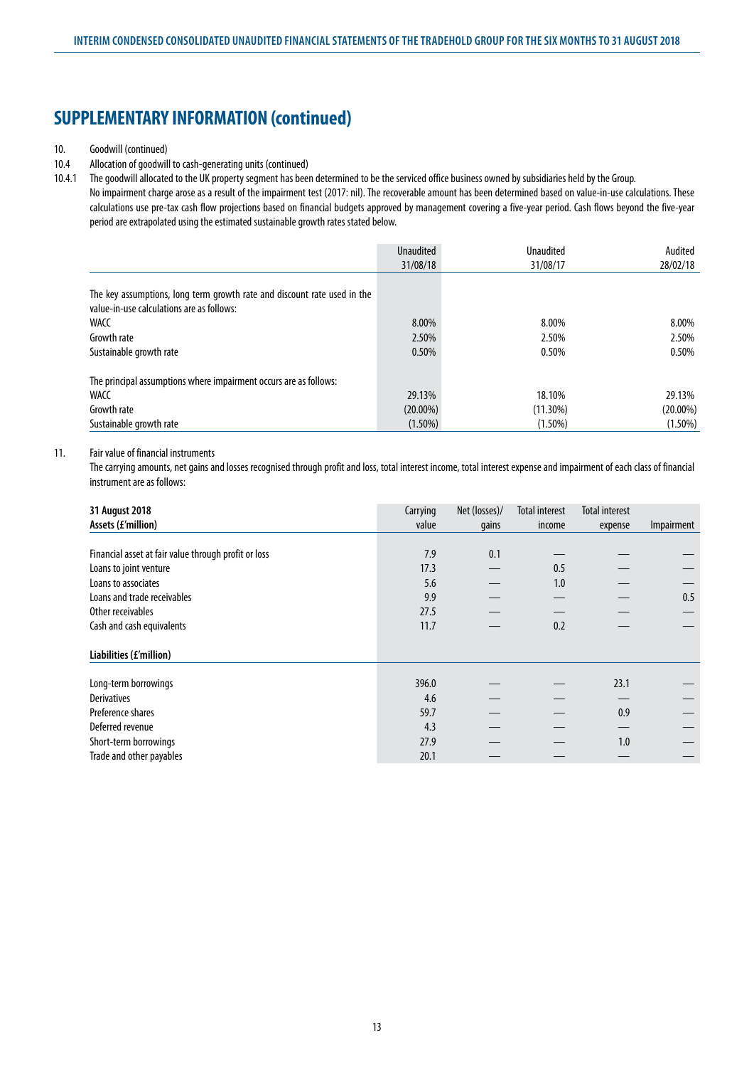## SUPPLEMENTARY INFORMATION (continued)

10. Goodwill (continued)

10.4 Allocation of goodwill to cash-generating units (continued)

10.4.1 The goodwill allocated to the UK property segment has been determined to be the serviced office business owned by subsidiaries held by the Group.

No impairment charge arose as a result of the impairment test (2017: nil). The recoverable amount has been determined based on value-in-use calculations. These calculations use pre-tax cash flow projections based on financial budgets approved by management covering a five-year period. Cash flows beyond the five-year period are extrapolated using the estimated sustainable growth rates stated below.

| | Unaudited 31/08/18 | Unaudited 31/08/17 | Audited 28/02/18 |
|---|---|---|---|
| The key assumptions, long term growth rate and discount rate used in the value-in-use calculations are as follows: | | | |
| WACC | 8.00% | 8.00% | 8.00% |
| Growth rate | 2.50% | 2.50% | 2.50% |
| Sustainable growth rate | 0.50% | 0.50% | 0.50% |
| The principal assumptions where impairment occurs are as follows: | | | |
| WACC | 29.13% | 18.10% | 29.13% |
| Growth rate | (20.00%) | (11.30%) | (20.00%) |
| Sustainable growth rate | (1.50%) | (1.50%) | (1.50%) |

11. Fair value of financial instruments

The carrying amounts, net gains and losses recognised through profit and loss, total interest income, total interest expense and impairment of each class of financial instrument are as follows:

| **31 August 2018** **Assets (£'million)** | Carrying value | Net (losses)/ gains | Total interest income | Total interest expense | Impairment |
|---|---|---|---|---|---|
| Financial asset at fair value through profit or loss | 7.9 | 0.1 | — | — | — |
| Loans to joint venture | 17.3 | — | 0.5 | — | — |
| Loans to associates | 5.6 | — | 1.0 | — | — |
| Loans and trade receivables | 9.9 | — | — | — | 0.5 |
| Other receivables | 27.5 | — | — | — | — |
| Cash and cash equivalents | 11.7 | — | 0.2 | — | — |
| **Liabilities (£'million)** | | | | | |
| Long-term borrowings | 396.0 | — | — | 23.1 | — |
| Derivatives | 4.6 | — | — | — | — |
| Preference shares | 59.7 | — | — | 0.9 | — |
| Deferred revenue | 4.3 | — | — | — | — |
| Short-term borrowings | 27.9 | — | — | 1.0 | — |
| Trade and other payables | 20.1 | — | — | — | — |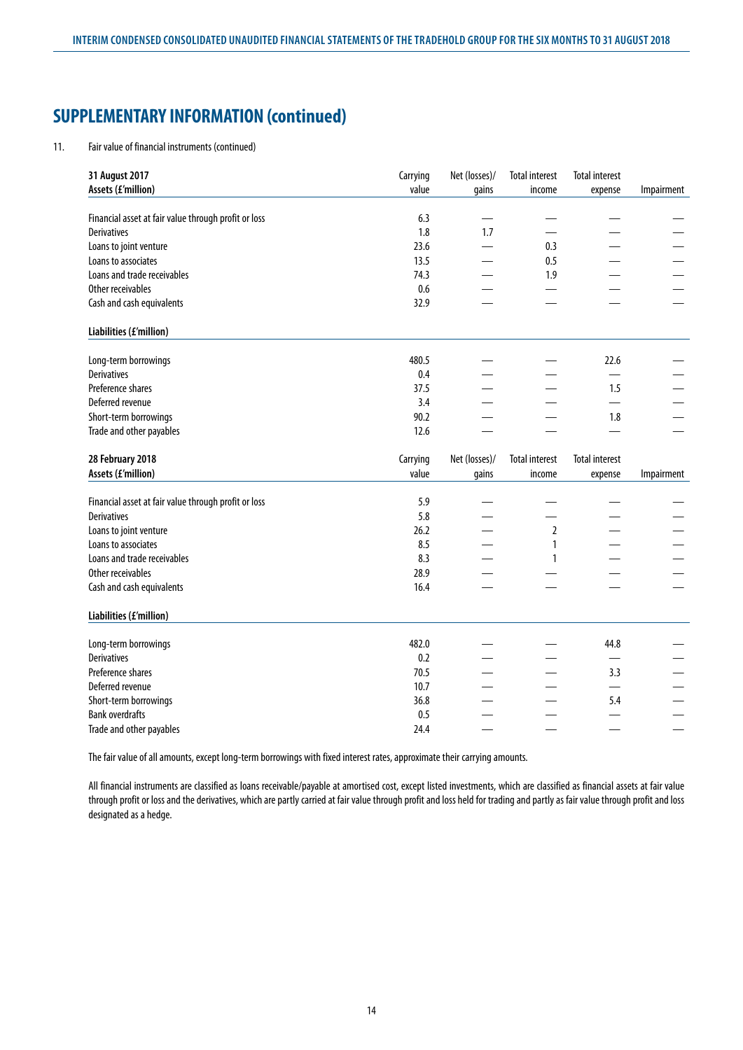# SUPPLEMENTARY INFORMATION (continued)

11. Fair value of financial instruments (continued)

| **31 August 2017**<br>**Assets (£'million)** | Carrying value | Net (losses)/ gains | Total interest income | Total interest expense | Impairment |
|---|---|---|---|---|---|
| Financial asset at fair value through profit or loss | 6.3 | — | — | — | — |
| Derivatives | 1.8 | 1.7 | — | — | — |
| Loans to joint venture | 23.6 | — | 0.3 | — | — |
| Loans to associates | 13.5 | — | 0.5 | — | — |
| Loans and trade receivables | 74.3 | — | 1.9 | — | — |
| Other receivables | 0.6 | — | — | — | — |
| Cash and cash equivalents | 32.9 | — | — | — | — |
| **Liabilities (£'million)** | | | | | |
| Long-term borrowings | 480.5 | — | — | 22.6 | — |
| Derivatives | 0.4 | — | — | — | — |
| Preference shares | 37.5 | — | — | 1.5 | — |
| Deferred revenue | 3.4 | — | — | — | — |
| Short-term borrowings | 90.2 | — | — | 1.8 | — |
| Trade and other payables | 12.6 | — | — | — | — |

| **28 February 2018**<br>**Assets (£'million)** | Carrying value | Net (losses)/ gains | Total interest income | Total interest expense | Impairment |
|---|---|---|---|---|---|
| Financial asset at fair value through profit or loss | 5.9 | — | — | — | — |
| Derivatives | 5.8 | — | — | — | — |
| Loans to joint venture | 26.2 | — | 2 | — | — |
| Loans to associates | 8.5 | — | 1 | — | — |
| Loans and trade receivables | 8.3 | — | 1 | — | — |
| Other receivables | 28.9 | — | — | — | — |
| Cash and cash equivalents | 16.4 | — | — | — | — |
| **Liabilities (£'million)** | | | | | |
| Long-term borrowings | 482.0 | — | — | 44.8 | — |
| Derivatives | 0.2 | — | — | — | — |
| Preference shares | 70.5 | — | — | 3.3 | — |
| Deferred revenue | 10.7 | — | — | — | — |
| Short-term borrowings | 36.8 | — | — | 5.4 | — |
| Bank overdrafts | 0.5 | — | — | — | — |
| Trade and other payables | 24.4 | — | — | — | — |

The fair value of all amounts, except long-term borrowings with fixed interest rates, approximate their carrying amounts.

All financial instruments are classified as loans receivable/payable at amortised cost, except listed investments, which are classified as financial assets at fair value through profit or loss and the derivatives, which are partly carried at fair value through profit and loss held for trading and partly as fair value through profit and loss designated as a hedge.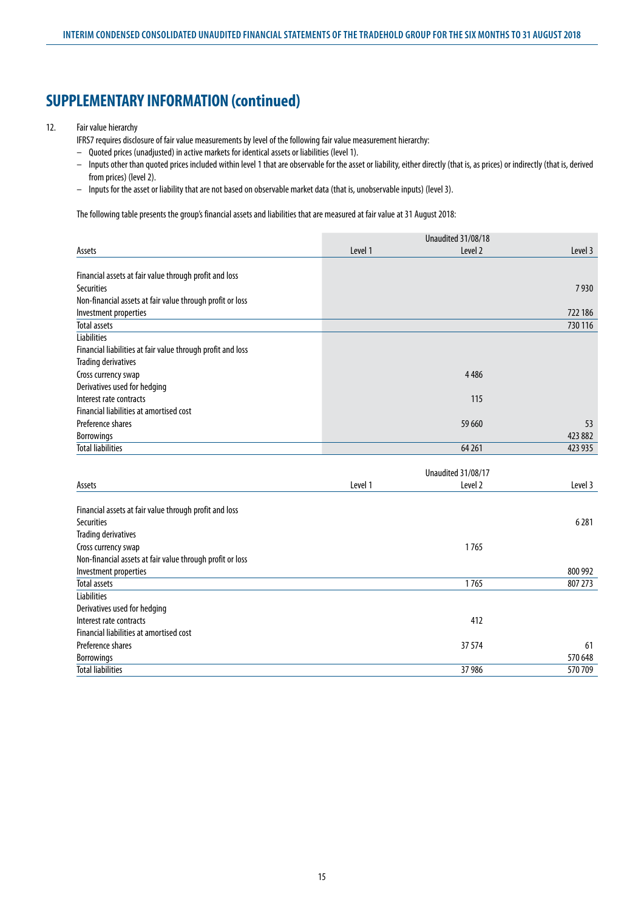# SUPPLEMENTARY INFORMATION (continued)

12. Fair value hierarchy

IFRS7 requires disclosure of fair value measurements by level of the following fair value measurement hierarchy:

- Quoted prices (unadjusted) in active markets for identical assets or liabilities (level 1).
- Inputs other than quoted prices included within level 1 that are observable for the asset or liability, either directly (that is, as prices) or indirectly (that is, derived from prices) (level 2).
- Inputs for the asset or liability that are not based on observable market data (that is, unobservable inputs) (level 3).

The following table presents the group's financial assets and liabilities that are measured at fair value at 31 August 2018:

| | Unaudited 31/08/18 | | |
|---|---|---|---|
| Assets | Level 1 | Level 2 | Level 3 |
| Financial assets at fair value through profit and loss | | | |
| Securities | | | 7 930 |
| Non-financial assets at fair value through profit or loss | | | |
| Investment properties | | | 722 186 |
| Total assets | | | 730 116 |
| Liabilities | | | |
| Financial liabilities at fair value through profit and loss | | | |
| Trading derivatives | | | |
| Cross currency swap | | 4 486 | |
| Derivatives used for hedging | | | |
| Interest rate contracts | | 115 | |
| Financial liabilities at amortised cost | | | |
| Preference shares | | 59 660 | 53 |
| Borrowings | | | 423 882 |
| Total liabilities | | 64 261 | 423 935 |

| | Unaudited 31/08/17 | | |
|---|---|---|---|
| Assets | Level 1 | Level 2 | Level 3 |
| Financial assets at fair value through profit and loss | | | |
| Securities | | | 6 281 |
| Trading derivatives | | | |
| Cross currency swap | | 1 765 | |
| Non-financial assets at fair value through profit or loss | | | |
| Investment properties | | | 800 992 |
| Total assets | | 1 765 | 807 273 |
| Liabilities | | | |
| Derivatives used for hedging | | | |
| Interest rate contracts | | 412 | |
| Financial liabilities at amortised cost | | | |
| Preference shares | | 37 574 | 61 |
| Borrowings | | | 570 648 |
| Total liabilities | | 37 986 | 570 709 |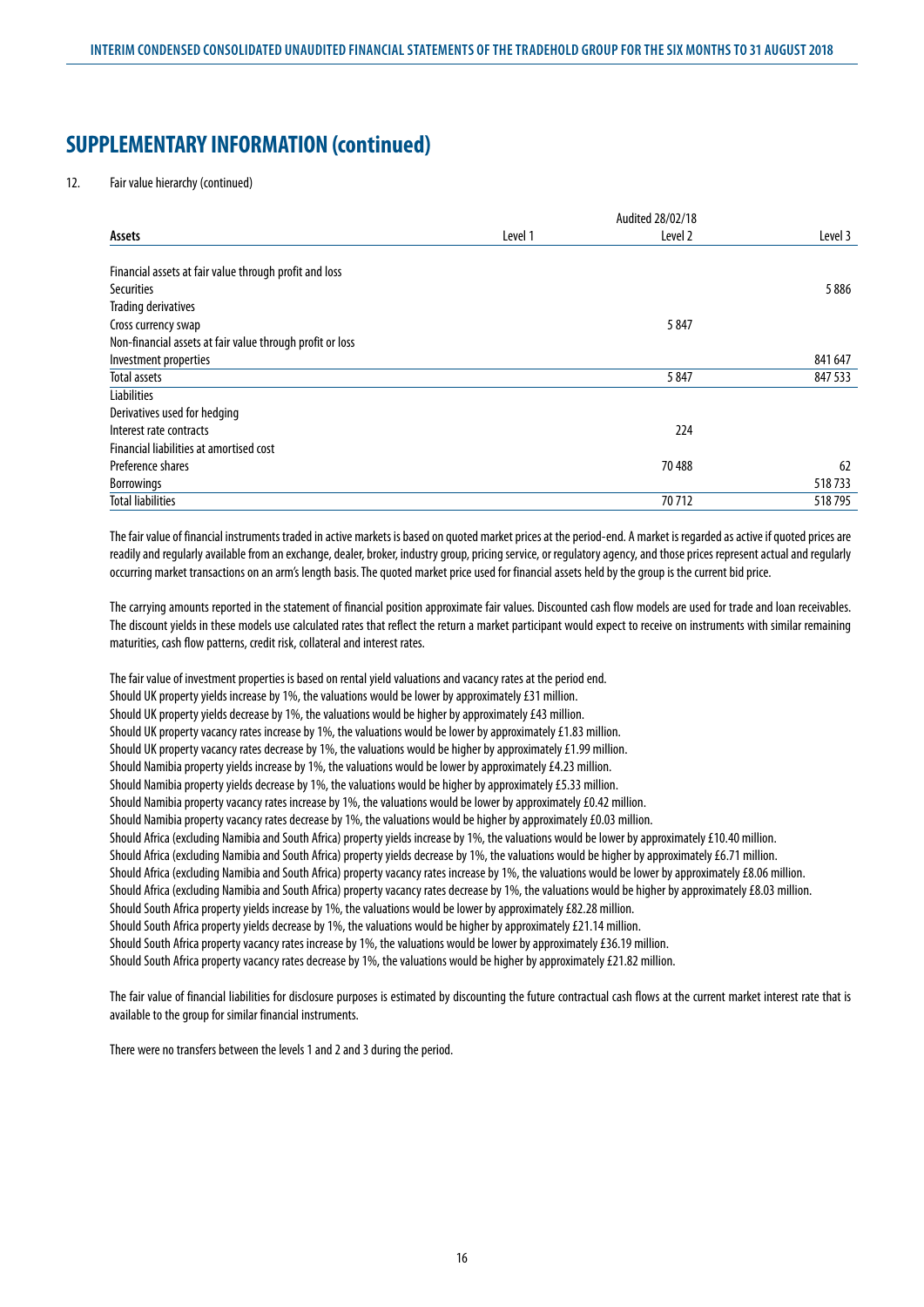# SUPPLEMENTARY INFORMATION (continued)

12. Fair value hierarchy (continued)

| | | Audited 28/02/18 | |
|---|---|---|---|
| **Assets** | Level 1 | Level 2 | Level 3 |
| Financial assets at fair value through profit and loss | | | |
| Securities | | | 5 886 |
| Trading derivatives | | | |
| Cross currency swap | | 5 847 | |
| Non-financial assets at fair value through profit or loss | | | |
| Investment properties | | | 841 647 |
| Total assets | | 5 847 | 847 533 |
| Liabilities | | | |
| Derivatives used for hedging | | | |
| Interest rate contracts | | 224 | |
| Financial liabilities at amortised cost | | | |
| Preference shares | | 70 488 | 62 |
| Borrowings | | | 518 733 |
| Total liabilities | | 70 712 | 518 795 |

The fair value of financial instruments traded in active markets is based on quoted market prices at the period-end. A market is regarded as active if quoted prices are readily and regularly available from an exchange, dealer, broker, industry group, pricing service, or regulatory agency, and those prices represent actual and regularly occurring market transactions on an arm's length basis. The quoted market price used for financial assets held by the group is the current bid price.

The carrying amounts reported in the statement of financial position approximate fair values. Discounted cash flow models are used for trade and loan receivables. The discount yields in these models use calculated rates that reflect the return a market participant would expect to receive on instruments with similar remaining maturities, cash flow patterns, credit risk, collateral and interest rates.

The fair value of investment properties is based on rental yield valuations and vacancy rates at the period end.
Should UK property yields increase by 1%, the valuations would be lower by approximately £31 million.
Should UK property yields decrease by 1%, the valuations would be higher by approximately £43 million.
Should UK property vacancy rates increase by 1%, the valuations would be lower by approximately £1.83 million.
Should UK property vacancy rates decrease by 1%, the valuations would be higher by approximately £1.99 million.
Should Namibia property yields increase by 1%, the valuations would be lower by approximately £4.23 million.
Should Namibia property yields decrease by 1%, the valuations would be higher by approximately £5.33 million.
Should Namibia property vacancy rates increase by 1%, the valuations would be lower by approximately £0.42 million.
Should Namibia property vacancy rates decrease by 1%, the valuations would be higher by approximately £0.03 million.
Should Africa (excluding Namibia and South Africa) property yields increase by 1%, the valuations would be lower by approximately £10.40 million.
Should Africa (excluding Namibia and South Africa) property yields decrease by 1%, the valuations would be higher by approximately £6.71 million.
Should Africa (excluding Namibia and South Africa) property vacancy rates increase by 1%, the valuations would be lower by approximately £8.06 million.
Should Africa (excluding Namibia and South Africa) property vacancy rates decrease by 1%, the valuations would be higher by approximately £8.03 million.
Should South Africa property yields increase by 1%, the valuations would be lower by approximately £82.28 million.
Should South Africa property yields decrease by 1%, the valuations would be higher by approximately £21.14 million.
Should South Africa property vacancy rates increase by 1%, the valuations would be lower by approximately £36.19 million.
Should South Africa property vacancy rates decrease by 1%, the valuations would be higher by approximately £21.82 million.

The fair value of financial liabilities for disclosure purposes is estimated by discounting the future contractual cash flows at the current market interest rate that is available to the group for similar financial instruments.

There were no transfers between the levels 1 and 2 and 3 during the period.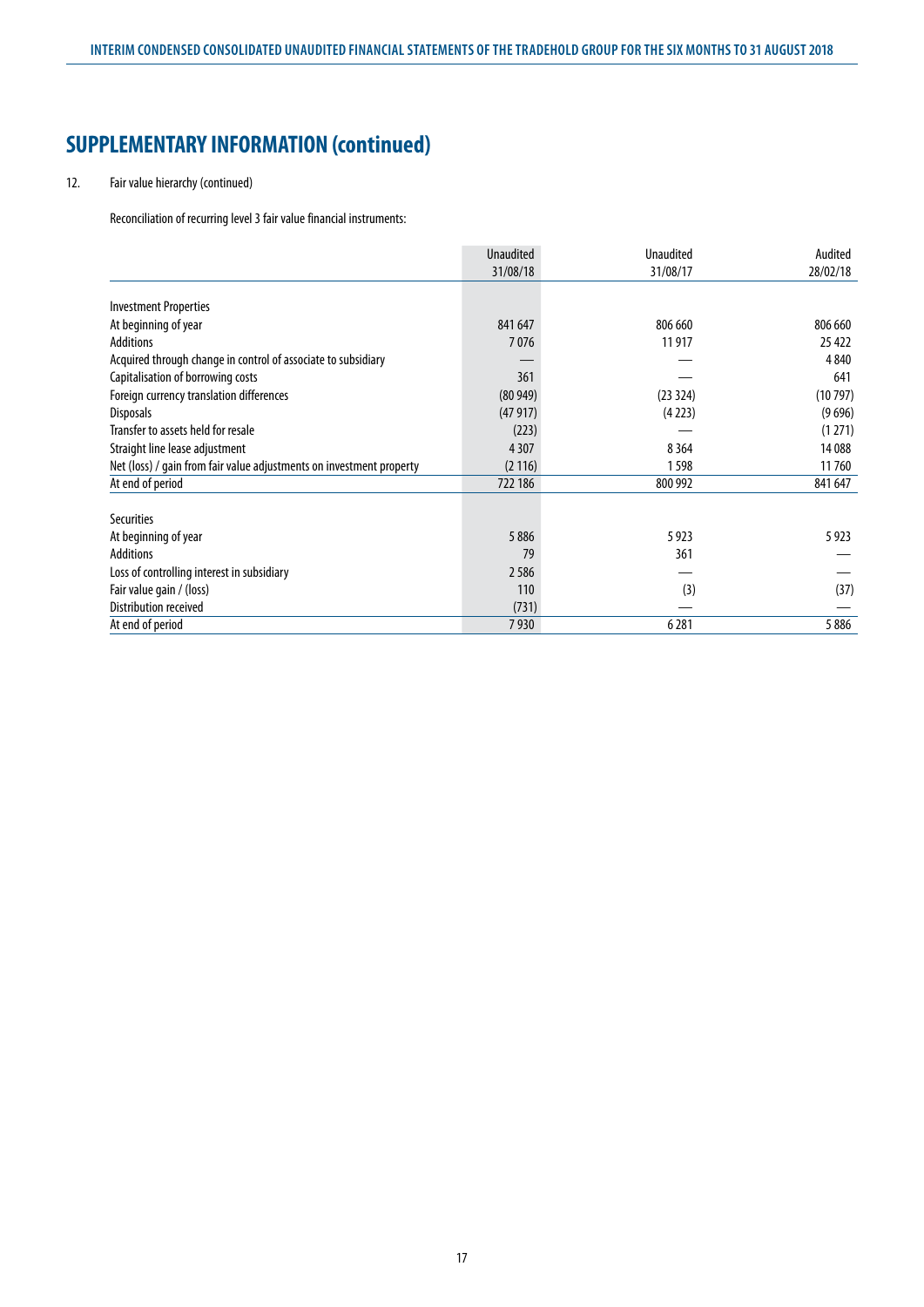# SUPPLEMENTARY INFORMATION (continued)

12. Fair value hierarchy (continued)

Reconciliation of recurring level 3 fair value financial instruments:

| | Unaudited 31/08/18 | Unaudited 31/08/17 | Audited 28/02/18 |
|---|---|---|---|
| **Investment Properties** | | | |
| At beginning of year | 841 647 | 806 660 | 806 660 |
| Additions | 7 076 | 11 917 | 25 422 |
| Acquired through change in control of associate to subsidiary | — | — | 4 840 |
| Capitalisation of borrowing costs | 361 | — | 641 |
| Foreign currency translation differences | (80 949) | (23 324) | (10 797) |
| Disposals | (47 917) | (4 223) | (9 696) |
| Transfer to assets held for resale | (223) | — | (1 271) |
| Straight line lease adjustment | 4 307 | 8 364 | 14 088 |
| Net (loss) / gain from fair value adjustments on investment property | (2 116) | 1 598 | 11 760 |
| At end of period | 722 186 | 800 992 | 841 647 |
| **Securities** | | | |
| At beginning of year | 5 886 | 5 923 | 5 923 |
| Additions | 79 | 361 | — |
| Loss of controlling interest in subsidiary | 2 586 | — | — |
| Fair value gain / (loss) | 110 | (3) | (37) |
| Distribution received | (731) | — | — |
| At end of period | 7 930 | 6 281 | 5 886 |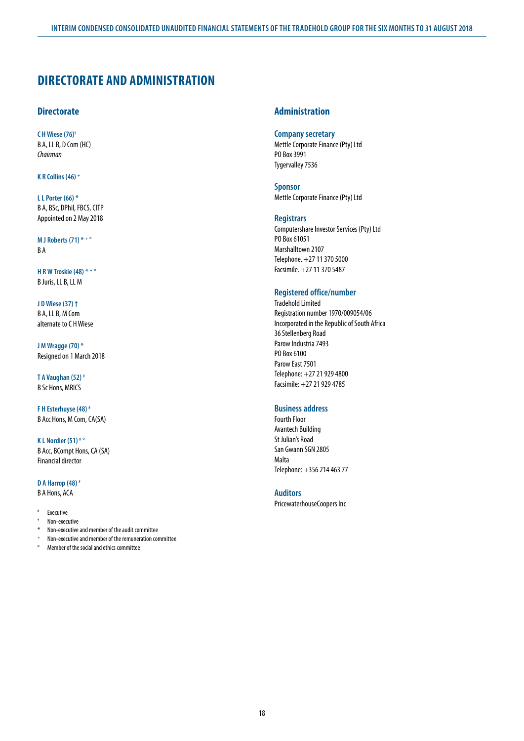# DIRECTORATE AND ADMINISTRATION

## Directorate

**C H Wiese (76)†**
B A, LL B, D Com (HC)
*Chairman*

**K R Collins (46) +**

**L L Porter (66) ***
B A, BSc, DPhil, FBCS, CITP
Appointed on 2 May 2018

**M J Roberts (71) * + °**
B A

**H R W Troskie (48) * + °**
B Juris, LL B, LL M

**J D Wiese (37) †**
B A, LL B, M Com
alternate to C H Wiese

**J M Wragge (70) ***
Resigned on 1 March 2018

**T A Vaughan (52) #**
B Sc Hons, MRICS

**F H Esterhuyse (48) #**
B Acc Hons, M Com, CA(SA)

**K L Nordier (51) # °**
B Acc, BCompt Hons, CA (SA)
Financial director

**D A Harrop (48) #**
B A Hons, ACA

- # Executive
- † Non-executive
- * Non-executive and member of the audit committee
- + Non-executive and member of the remuneration committee
- ° Member of the social and ethics committee

## Administration

### Company secretary
Mettle Corporate Finance (Pty) Ltd
PO Box 3991
Tygervalley 7536

### Sponsor
Mettle Corporate Finance (Pty) Ltd

### Registrars
Computershare Investor Services (Pty) Ltd
PO Box 61051
Marshalltown 2107
Telephone. +27 11 370 5000
Facsimile. +27 11 370 5487

### Registered office/number
Tradehold Limited
Registration number 1970/009054/06
Incorporated in the Republic of South Africa
36 Stellenberg Road
Parow Industria 7493
PO Box 6100
Parow East 7501
Telephone: +27 21 929 4800
Facsimile: +27 21 929 4785

### Business address
Fourth Floor
Avantech Building
St Julian's Road
San Gwann SGN 2805
Malta
Telephone: +356 214 463 77

### Auditors
PricewaterhouseCoopers Inc